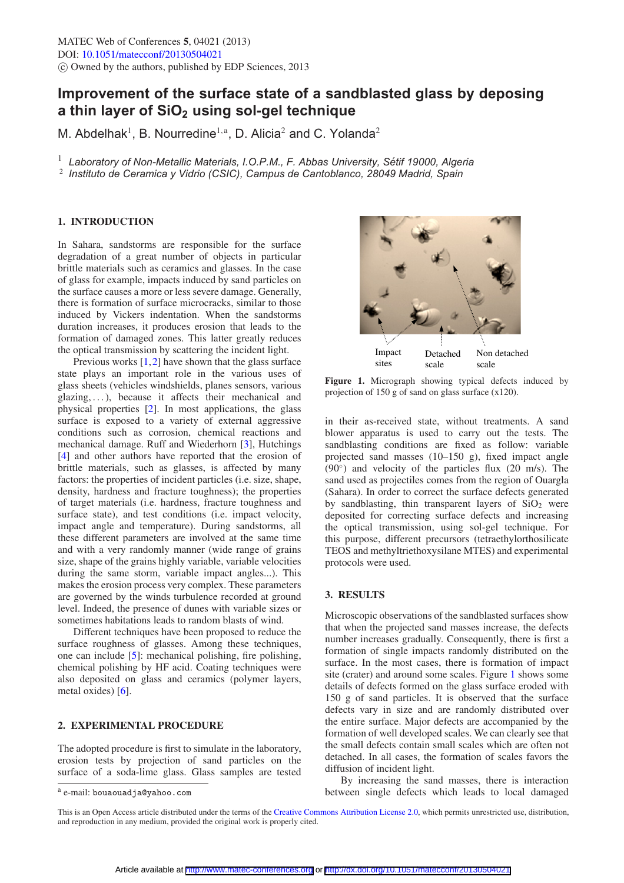# Improvement of the surface state of a sandblasted glass by deposing a thin layer of $SiO_2$ using sol-gel technique

M. Abdelhak[1], B. Nourredine[1,a], D. Alicia[2] and C. Yolanda[2]

[1] *Laboratory of Non-Metallic Materials, I.O.P.M., F. Abbas University, Sétif 19000, Algeria*
[2] *Instituto de Ceramica y Vidrio (CSIC), Campus de Cantoblanco, 28049 Madrid, Spain*

## 1. INTRODUCTION

In Sahara, sandstorms are responsible for the surface degradation of a great number of objects in particular brittle materials such as ceramics and glasses. In the case of glass for example, impacts induced by sand particles on the surface causes a more or less severe damage. Generally, there is formation of surface microcracks, similar to those induced by Vickers indentation. When the sandstorms duration increases, it produces erosion that leads to the formation of damaged zones. This latter greatly reduces the optical transmission by scattering the incident light.

Previous works [1,2] have shown that the glass surface state plays an important role in the various uses of glass sheets (vehicles windshields, planes sensors, various glazing,...), because it affects their mechanical and physical properties [2]. In most applications, the glass surface is exposed to a variety of external aggressive conditions such as corrosion, chemical reactions and mechanical damage. Ruff and Wiederhorn [3], Hutchings [4] and other authors have reported that the erosion of brittle materials, such as glasses, is affected by many factors: the properties of incident particles (i.e. size, shape, density, hardness and fracture toughness); the properties of target materials (i.e. hardness, fracture toughness and surface state), and test conditions (i.e. impact velocity, impact angle and temperature). During sandstorms, all these different parameters are involved at the same time and with a very randomly manner (wide range of grains size, shape of the grains highly variable, variable velocities during the same storm, variable impact angles...). This makes the erosion process very complex. These parameters are governed by the winds turbulence recorded at ground level. Indeed, the presence of dunes with variable sizes or sometimes habitations leads to random blasts of wind.

Different techniques have been proposed to reduce the surface roughness of glasses. Among these techniques, one can include [5]: mechanical polishing, fire polishing, chemical polishing by HF acid. Coating techniques were also deposited on glass and ceramics (polymer layers, metal oxides) [6].

## 2. EXPERIMENTAL PROCEDURE

The adopted procedure is first to simulate in the laboratory, erosion tests by projection of sand particles on the surface of a soda-lime glass. Glass samples are tested in their as-received state, without treatments. A sand blower apparatus is used to carry out the tests. The sandblasting conditions are fixed as follow: variable projected sand masses (10–150 g), fixed impact angle (90°) and velocity of the particles flux (20 m/s). The sand used as projectiles comes from the region of Ouargla (Sahara). In order to correct the surface defects generated by sandblasting, thin transparent layers of $SiO_2$ were deposited for correcting surface defects and increasing the optical transmission, using sol-gel technique. For this purpose, different precursors (tetraethylorthosilicate TEOS and methyltriethoxysilane MTES) and experimental protocols were used.

Impact sites | Detached scale | Non detached scale

**Figure 1.** Micrograph showing typical defects induced by projection of 150 g of sand on glass surface (x120).

## 3. RESULTS

Microscopic observations of the sandblasted surfaces show that when the projected sand masses increase, the defects number increases gradually. Consequently, there is first a formation of single impacts randomly distributed on the surface. In the most cases, there is formation of impact site (crater) and around some scales. Figure 1 shows some details of defects formed on the glass surface eroded with 150 g of sand particles. It is observed that the surface defects vary in size and are randomly distributed over the entire surface. Major defects are accompanied by the formation of well developed scales. We can clearly see that the small defects contain small scales which are often not detached. In all cases, the formation of scales favors the diffusion of incident light.

By increasing the sand masses, there is interaction between single defects which leads to local damaged

[a] e-mail: bouaouadja@yahoo.com

This is an Open Access article distributed under the terms of the Creative Commons Attribution License 2.0, which permits unrestricted use, distribution, and reproduction in any medium, provided the original work is properly cited.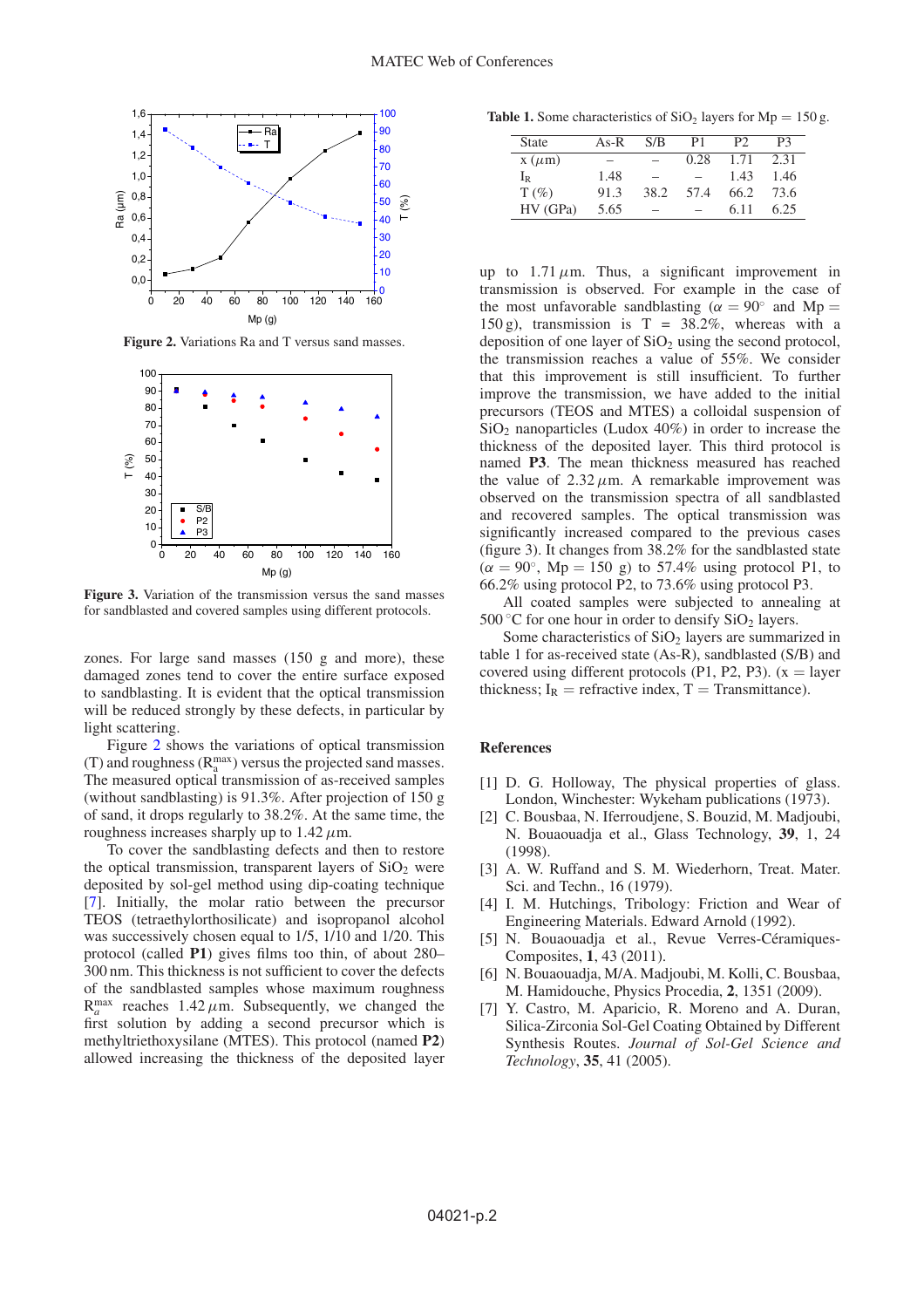Ra (µm)

1,6 1,4 1,2 1,0 0,8 0,6 0,4 0,2 0,0

T (%)

100 90 80 70 60 50 40 30 20 10 0

Ra

T

0 20 40 60 80 100 120 140 160

Mp (g)

**Figure 2.** Variations Ra and T versus sand masses.

T (%)

100 90 80 70 60 50 40 30 20 10 0

S/B

P2

P3

0 20 40 60 80 100 120 140 160

Mp (g)

**Figure 3.** Variation of the transmission versus the sand masses for sandblasted and covered samples using different protocols.

zones. For large sand masses (150 g and more), these damaged zones tend to cover the entire surface exposed to sandblasting. It is evident that the optical transmission will be reduced strongly by these defects, in particular by light scattering.

Figure 2 shows the variations of optical transmission (T) and roughness ($R_a^{max}$) versus the projected sand masses. The measured optical transmission of as-received samples (without sandblasting) is 91.3%. After projection of 150 g of sand, it drops regularly to 38.2%. At the same time, the roughness increases sharply up to 1.42 $\mu$m.

To cover the sandblasting defects and then to restore the optical transmission, transparent layers of $SiO_2$ were deposited by sol-gel method using dip-coating technique [7]. Initially, the molar ratio between the precursor TEOS (tetraethylorthosilicate) and isopropanol alcohol was successively chosen equal to 1/5, 1/10 and 1/20. This protocol (called **P1**) gives films too thin, of about 280–300 nm. This thickness is not sufficient to cover the defects of the sandblasted samples whose maximum roughness $R_a^{max}$ reaches 1.42 $\mu$m. Subsequently, we changed the first solution by adding a second precursor which is methyltriethoxysilane (MTES). This protocol (named **P2**) allowed increasing the thickness of the deposited layer up to 1.71 $\mu$m. Thus, a significant improvement in transmission is observed. For example in the case of the most unfavorable sandblasting ($\alpha = 90°$ and Mp = 150 g), transmission is T = 38.2%, whereas with a deposition of one layer of $SiO_2$ using the second protocol, the transmission reaches a value of 55%. We consider that this improvement is still insufficient. To further improve the transmission, we have added to the initial precursors (TEOS and MTES) a colloidal suspension of $SiO_2$ nanoparticles (Ludox 40%) in order to increase the thickness of the deposited layer. This third protocol is named **P3**. The mean thickness measured has reached the value of 2.32 $\mu$m. A remarkable improvement was observed on the transmission spectra of all sandblasted and recovered samples. The optical transmission was significantly increased compared to the previous cases (figure 3). It changes from 38.2% for the sandblasted state ($\alpha = 90°$, Mp = 150 g) to 57.4% using protocol P1, to 66.2% using protocol P2, to 73.6% using protocol P3.

All coated samples were subjected to annealing at 500 °C for one hour in order to densify $SiO_2$ layers.

Some characteristics of $SiO_2$ layers are summarized in table 1 for as-received state (As-R), sandblasted (S/B) and covered using different protocols (P1, P2, P3). (x = layer thickness; $I_R$ = refractive index, T = Transmittance).

**Table 1.** Some characteristics of $SiO_2$ layers for Mp = 150 g.

| State | As-R | S/B | P1 | P2 | P3 |
|---|---|---|---|---|---|
| x ($\mu$m) | – | – | 0.28 | 1.71 | 2.31 |
| $I_R$ | 1.48 | – | – | 1.43 | 1.46 |
| T (%) | 91.3 | 38.2 | 57.4 | 66.2 | 73.6 |
| HV (GPa) | 5.65 | – | – | 6.11 | 6.25 |

## References

[1] D. G. Holloway, The physical properties of glass. London, Winchester: Wykeham publications (1973).

[2] C. Bousbaa, N. Iferroudjene, S. Bouzid, M. Madjoubi, N. Bouaouadja et al., Glass Technology, **39**, 1, 24 (1998).

[3] A. W. Ruffand and S. M. Wiederhorn, Treat. Mater. Sci. and Techn., 16 (1979).

[4] I. M. Hutchings, Tribology: Friction and Wear of Engineering Materials. Edward Arnold (1992).

[5] N. Bouaouadja et al., Revue Verres-Céramiques-Composites, **1**, 43 (2011).

[6] N. Bouaouadja, M/A. Madjoubi, M. Kolli, C. Bousbaa, M. Hamidouche, Physics Procedia, **2**, 1351 (2009).

[7] Y. Castro, M. Aparicio, R. Moreno and A. Duran, Silica-Zirconia Sol-Gel Coating Obtained by Different Synthesis Routes. *Journal of Sol-Gel Science and Technology*, **35**, 41 (2005).